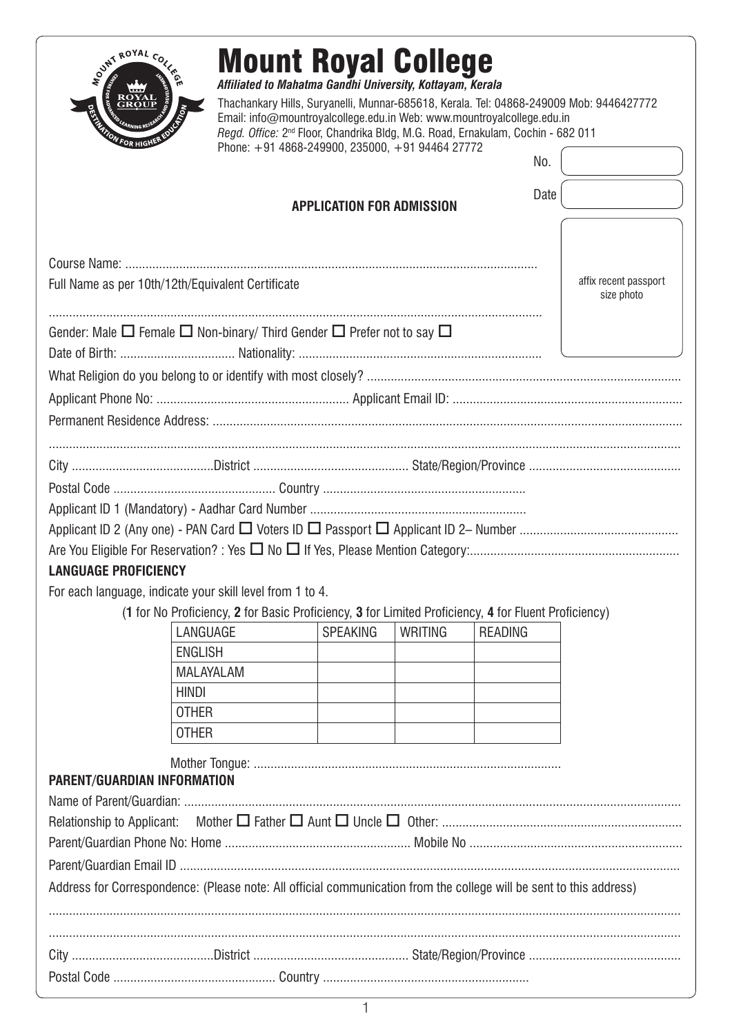# Mount Royal College

***Affiliated to Mahatma Gandhi University, Kottayam, Kerala***

Thachankary Hills, Suryanelli, Munnar-685618, Kerala. Tel: 04868-249009 Mob: 9446427772
Email: info@mountroyalcollege.edu.in Web: www.mountroyalcollege.edu.in
*Regd. Office:* 2nd Floor, Chandrika Bldg, M.G. Road, Ernakulam, Cochin - 682 011
Phone: +91 4868-249900, 235000, +91 94464 27772

No.

Date

**APPLICATION FOR ADMISSION**

affix recent passport size photo

Course Name: ..........................................................................................................................

Full Name as per 10th/12th/Equivalent Certificate

..........................................................................................................................................

Gender: Male ☐ Female ☐ Non-binary/ Third Gender ☐ Prefer not to say ☐

Date of Birth: .................................. Nationality: .......................................................................

What Religion do you belong to or identify with most closely? ............................................................................................

Applicant Phone No: ......................................................... Applicant Email ID: ...................................................................

Permanent Residence Address: ..........................................................................................................................................

..........................................................................................................................................................................

City ..........................................District ............................................. State/Region/Province ............................................

Postal Code ................................................ Country ...........................................................

Applicant ID 1 (Mandatory) - Aadhar Card Number ...............................................................

Applicant ID 2 (Any one) - PAN Card ☐ Voters ID ☐ Passport ☐ Applicant ID 2– Number ..............................................

Are You Eligible For Reservation? : Yes ☐ No ☐ If Yes, Please Mention Category:.............................................................

**LANGUAGE PROFICIENCY**

For each language, indicate your skill level from 1 to 4.

(**1** for No Proficiency, **2** for Basic Proficiency, **3** for Limited Proficiency, **4** for Fluent Proficiency)

| LANGUAGE | SPEAKING | WRITING | READING |
|---|---|---|---|
| ENGLISH | | | |
| MALAYALAM | | | |
| HINDI | | | |
| OTHER | | | |
| OTHER | | | |

Mother Tongue: ..........................................................................................

**PARENT/GUARDIAN INFORMATION**

Name of Parent/Guardian: ................................................................................................................................................

Relationship to Applicant: Mother ☐ Father ☐ Aunt ☐ Uncle ☐ Other: ......................................................................

Parent/Guardian Phone No: Home ...................................................... Mobile No ..............................................................

Parent/Guardian Email ID .................................................................................................................................................

Address for Correspondence: (Please note: All official communication from the college will be sent to this address)

..........................................................................................................................................................................

..........................................................................................................................................................................

City ..........................................District ............................................. State/Region/Province ............................................

Postal Code ................................................ Country ............................................................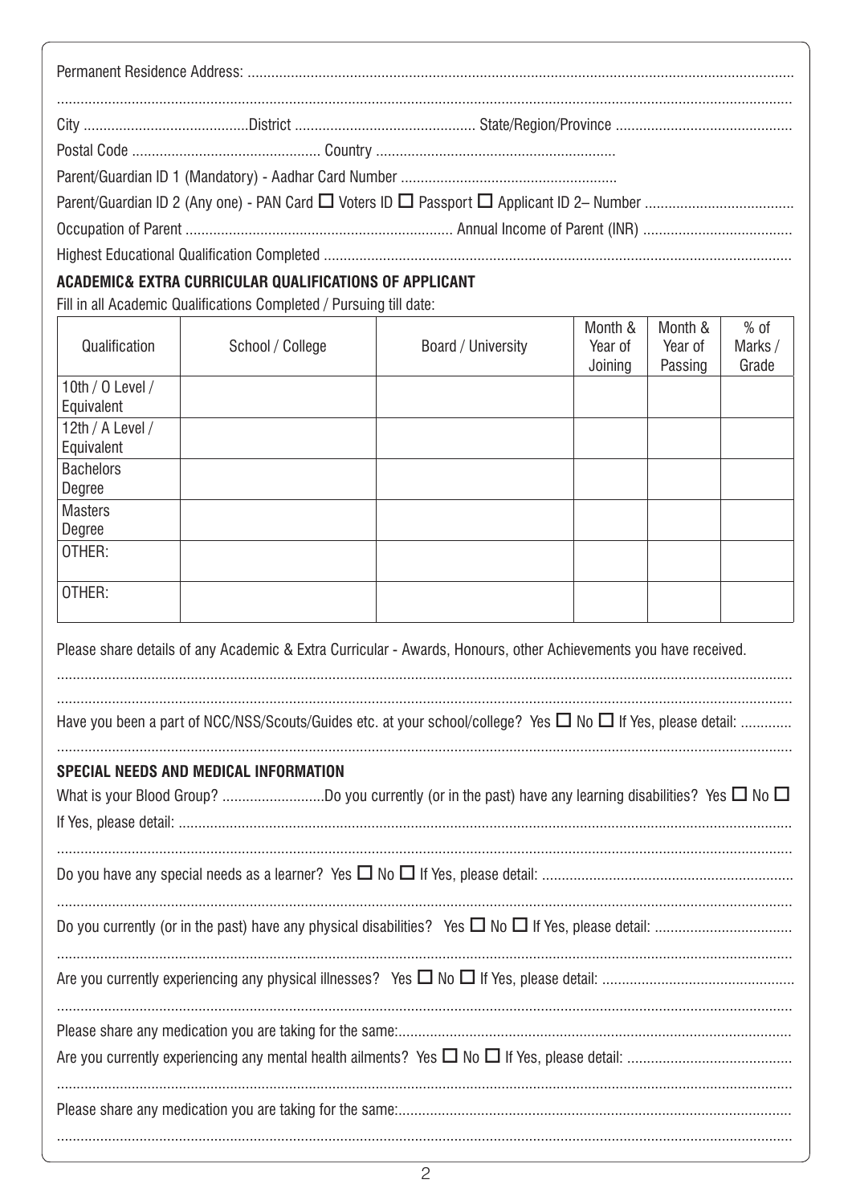Permanent Residence Address: .....................................................................................................................................

.....................................................................................................................................................................

City ..........................................District ............................................. State/Region/Province ............................................

Postal Code ................................................ Country ............................................................

Parent/Guardian ID 1 (Mandatory) - Aadhar Card Number ......................................................

Parent/Guardian ID 2 (Any one) - PAN Card ☐ Voters ID ☐ Passport ☐ Applicant ID 2– Number .....................................

Occupation of Parent .................................................................... Annual Income of Parent (INR) ......................................

Highest Educational Qualification Completed .....................................................................................................................

### ACADEMIC& EXTRA CURRICULAR QUALIFICATIONS OF APPLICANT

Fill in all Academic Qualifications Completed / Pursuing till date:

| Qualification | School / College | Board / University | Month & Year of Joining | Month & Year of Passing | % of Marks / Grade |
|---|---|---|---|---|---|
| 10th / O Level / Equivalent | | | | | |
| 12th / A Level / Equivalent | | | | | |
| Bachelors Degree | | | | | |
| Masters Degree | | | | | |
| OTHER: | | | | | |
| OTHER: | | | | | |

Please share details of any Academic & Extra Curricular - Awards, Honours, other Achievements you have received.

.....................................................................................................................................................................

.....................................................................................................................................................................

Have you been a part of NCC/NSS/Scouts/Guides etc. at your school/college? Yes ☐ No ☐ If Yes, please detail: .............

.....................................................................................................................................................................

### SPECIAL NEEDS AND MEDICAL INFORMATION

What is your Blood Group? ..........................Do you currently (or in the past) have any learning disabilities? Yes ☐ No ☐

If Yes, please detail: .........................................................................................................................................

.....................................................................................................................................................................

Do you have any special needs as a learner? Yes ☐ No ☐ If Yes, please detail: ...............................................................

.....................................................................................................................................................................

Do you currently (or in the past) have any physical disabilities? Yes ☐ No ☐ If Yes, please detail: ..................................

.....................................................................................................................................................................

Are you currently experiencing any physical illnesses? Yes ☐ No ☐ If Yes, please detail: ................................................

.....................................................................................................................................................................

Please share any medication you are taking for the same:..................................................................................................

Are you currently experiencing any mental health ailments? Yes ☐ No ☐ If Yes, please detail: ..........................................

.....................................................................................................................................................................

Please share any medication you are taking for the same:..................................................................................................

.....................................................................................................................................................................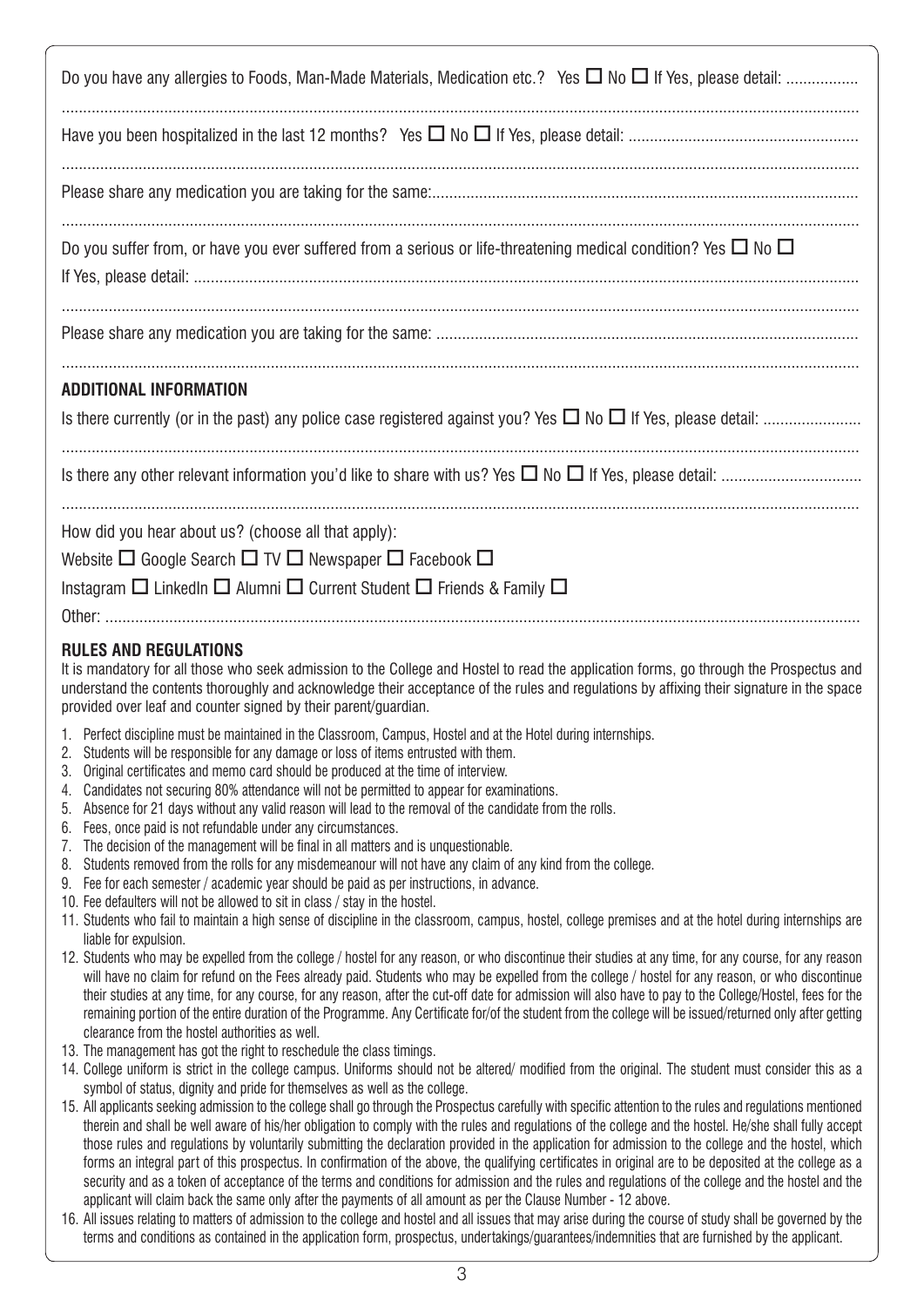Do you have any allergies to Foods, Man-Made Materials, Medication etc.? Yes ☐ No ☐ If Yes, please detail: .................

........................................................................................................................................................................

Have you been hospitalized in the last 12 months? Yes ☐ No ☐ If Yes, please detail: ......................................................

........................................................................................................................................................................

Please share any medication you are taking for the same:....................................................................................................

........................................................................................................................................................................

Do you suffer from, or have you ever suffered from a serious or life-threatening medical condition? Yes ☐ No ☐

If Yes, please detail: ..........................................................................................................................................................

........................................................................................................................................................................

Please share any medication you are taking for the same: ..................................................................................................

........................................................................................................................................................................

## ADDITIONAL INFORMATION

Is there currently (or in the past) any police case registered against you? Yes ☐ No ☐ If Yes, please detail: .......................

........................................................................................................................................................................

Is there any other relevant information you'd like to share with us? Yes ☐ No ☐ If Yes, please detail: ................................

........................................................................................................................................................................

How did you hear about us? (choose all that apply):

Website ☐ Google Search ☐ TV ☐ Newspaper ☐ Facebook ☐

Instagram ☐ LinkedIn ☐ Alumni ☐ Current Student ☐ Friends & Family ☐

Other: ..............................................................................................................................................................................

## RULES AND REGULATIONS

It is mandatory for all those who seek admission to the College and Hostel to read the application forms, go through the Prospectus and understand the contents thoroughly and acknowledge their acceptance of the rules and regulations by affixing their signature in the space provided over leaf and counter signed by their parent/guardian.

1. Perfect discipline must be maintained in the Classroom, Campus, Hostel and at the Hotel during internships.
2. Students will be responsible for any damage or loss of items entrusted with them.
3. Original certificates and memo card should be produced at the time of interview.
4. Candidates not securing 80% attendance will not be permitted to appear for examinations.
5. Absence for 21 days without any valid reason will lead to the removal of the candidate from the rolls.
6. Fees, once paid is not refundable under any circumstances.
7. The decision of the management will be final in all matters and is unquestionable.
8. Students removed from the rolls for any misdemeanour will not have any claim of any kind from the college.
9. Fee for each semester / academic year should be paid as per instructions, in advance.
10. Fee defaulters will not be allowed to sit in class / stay in the hostel.
11. Students who fail to maintain a high sense of discipline in the classroom, campus, hostel, college premises and at the hotel during internships are liable for expulsion.
12. Students who may be expelled from the college / hostel for any reason, or who discontinue their studies at any time, for any course, for any reason will have no claim for refund on the Fees already paid. Students who may be expelled from the college / hostel for any reason, or who discontinue their studies at any time, for any course, for any reason, after the cut-off date for admission will also have to pay to the College/Hostel, fees for the remaining portion of the entire duration of the Programme. Any Certificate for/of the student from the college will be issued/returned only after getting clearance from the hostel authorities as well.
13. The management has got the right to reschedule the class timings.
14. College uniform is strict in the college campus. Uniforms should not be altered/ modified from the original. The student must consider this as a symbol of status, dignity and pride for themselves as well as the college.
15. All applicants seeking admission to the college shall go through the Prospectus carefully with specific attention to the rules and regulations mentioned therein and shall be well aware of his/her obligation to comply with the rules and regulations of the college and the hostel. He/she shall fully accept those rules and regulations by voluntarily submitting the declaration provided in the application for admission to the college and the hostel, which forms an integral part of this prospectus. In confirmation of the above, the qualifying certificates in original are to be deposited at the college as a security and as a token of acceptance of the terms and conditions for admission and the rules and regulations of the college and the hostel and the applicant will claim back the same only after the payments of all amount as per the Clause Number - 12 above.
16. All issues relating to matters of admission to the college and hostel and all issues that may arise during the course of study shall be governed by the terms and conditions as contained in the application form, prospectus, undertakings/guarantees/indemnities that are furnished by the applicant.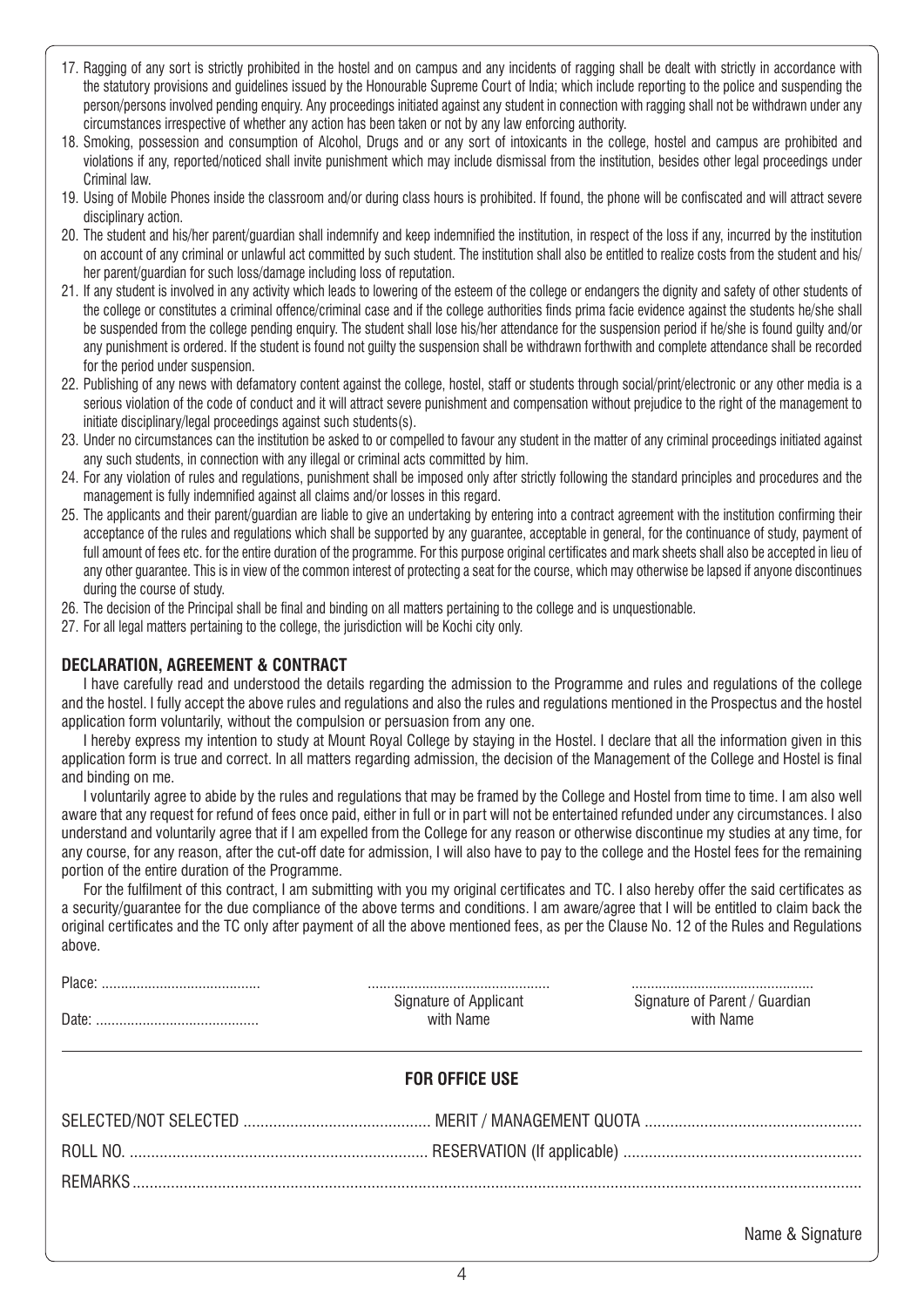17. Ragging of any sort is strictly prohibited in the hostel and on campus and any incidents of ragging shall be dealt with strictly in accordance with the statutory provisions and guidelines issued by the Honourable Supreme Court of India; which include reporting to the police and suspending the person/persons involved pending enquiry. Any proceedings initiated against any student in connection with ragging shall not be withdrawn under any circumstances irrespective of whether any action has been taken or not by any law enforcing authority.
18. Smoking, possession and consumption of Alcohol, Drugs and or any sort of intoxicants in the college, hostel and campus are prohibited and violations if any, reported/noticed shall invite punishment which may include dismissal from the institution, besides other legal proceedings under Criminal law.
19. Using of Mobile Phones inside the classroom and/or during class hours is prohibited. If found, the phone will be confiscated and will attract severe disciplinary action.
20. The student and his/her parent/guardian shall indemnify and keep indemnified the institution, in respect of the loss if any, incurred by the institution on account of any criminal or unlawful act committed by such student. The institution shall also be entitled to realize costs from the student and his/her parent/guardian for such loss/damage including loss of reputation.
21. If any student is involved in any activity which leads to lowering of the esteem of the college or endangers the dignity and safety of other students of the college or constitutes a criminal offence/criminal case and if the college authorities finds prima facie evidence against the students he/she shall be suspended from the college pending enquiry. The student shall lose his/her attendance for the suspension period if he/she is found guilty and/or any punishment is ordered. If the student is found not guilty the suspension shall be withdrawn forthwith and complete attendance shall be recorded for the period under suspension.
22. Publishing of any news with defamatory content against the college, hostel, staff or students through social/print/electronic or any other media is a serious violation of the code of conduct and it will attract severe punishment and compensation without prejudice to the right of the management to initiate disciplinary/legal proceedings against such students(s).
23. Under no circumstances can the institution be asked to or compelled to favour any student in the matter of any criminal proceedings initiated against any such students, in connection with any illegal or criminal acts committed by him.
24. For any violation of rules and regulations, punishment shall be imposed only after strictly following the standard principles and procedures and the management is fully indemnified against all claims and/or losses in this regard.
25. The applicants and their parent/guardian are liable to give an undertaking by entering into a contract agreement with the institution confirming their acceptance of the rules and regulations which shall be supported by any guarantee, acceptable in general, for the continuance of study, payment of full amount of fees etc. for the entire duration of the programme. For this purpose original certificates and mark sheets shall also be accepted in lieu of any other guarantee. This is in view of the common interest of protecting a seat for the course, which may otherwise be lapsed if anyone discontinues during the course of study.
26. The decision of the Principal shall be final and binding on all matters pertaining to the college and is unquestionable.
27. For all legal matters pertaining to the college, the jurisdiction will be Kochi city only.

## DECLARATION, AGREEMENT & CONTRACT

I have carefully read and understood the details regarding the admission to the Programme and rules and regulations of the college and the hostel. I fully accept the above rules and regulations and also the rules and regulations mentioned in the Prospectus and the hostel application form voluntarily, without the compulsion or persuasion from any one.

I hereby express my intention to study at Mount Royal College by staying in the Hostel. I declare that all the information given in this application form is true and correct. In all matters regarding admission, the decision of the Management of the College and Hostel is final and binding on me.

I voluntarily agree to abide by the rules and regulations that may be framed by the College and Hostel from time to time. I am also well aware that any request for refund of fees once paid, either in full or in part will not be entertained refunded under any circumstances. I also understand and voluntarily agree that if I am expelled from the College for any reason or otherwise discontinue my studies at any time, for any course, for any reason, after the cut-off date for admission, I will also have to pay to the college and the Hostel fees for the remaining portion of the entire duration of the Programme.

For the fulfilment of this contract, I am submitting with you my original certificates and TC. I also hereby offer the said certificates as a security/guarantee for the due compliance of the above terms and conditions. I am aware/agree that I will be entitled to claim back the original certificates and the TC only after payment of all the above mentioned fees, as per the Clause No. 12 of the Rules and Regulations above.

Place: .........................................

Date: .........................................

............................................... Signature of Applicant with Name

............................................... Signature of Parent / Guardian with Name

---

### FOR OFFICE USE

SELECTED/NOT SELECTED ............................................ MERIT / MANAGEMENT QUOTA ..................................................

ROLL NO. ...................................................................... RESERVATION (If applicable) ........................................................

REMARKS.......................................................................................................................................................................

Name & Signature